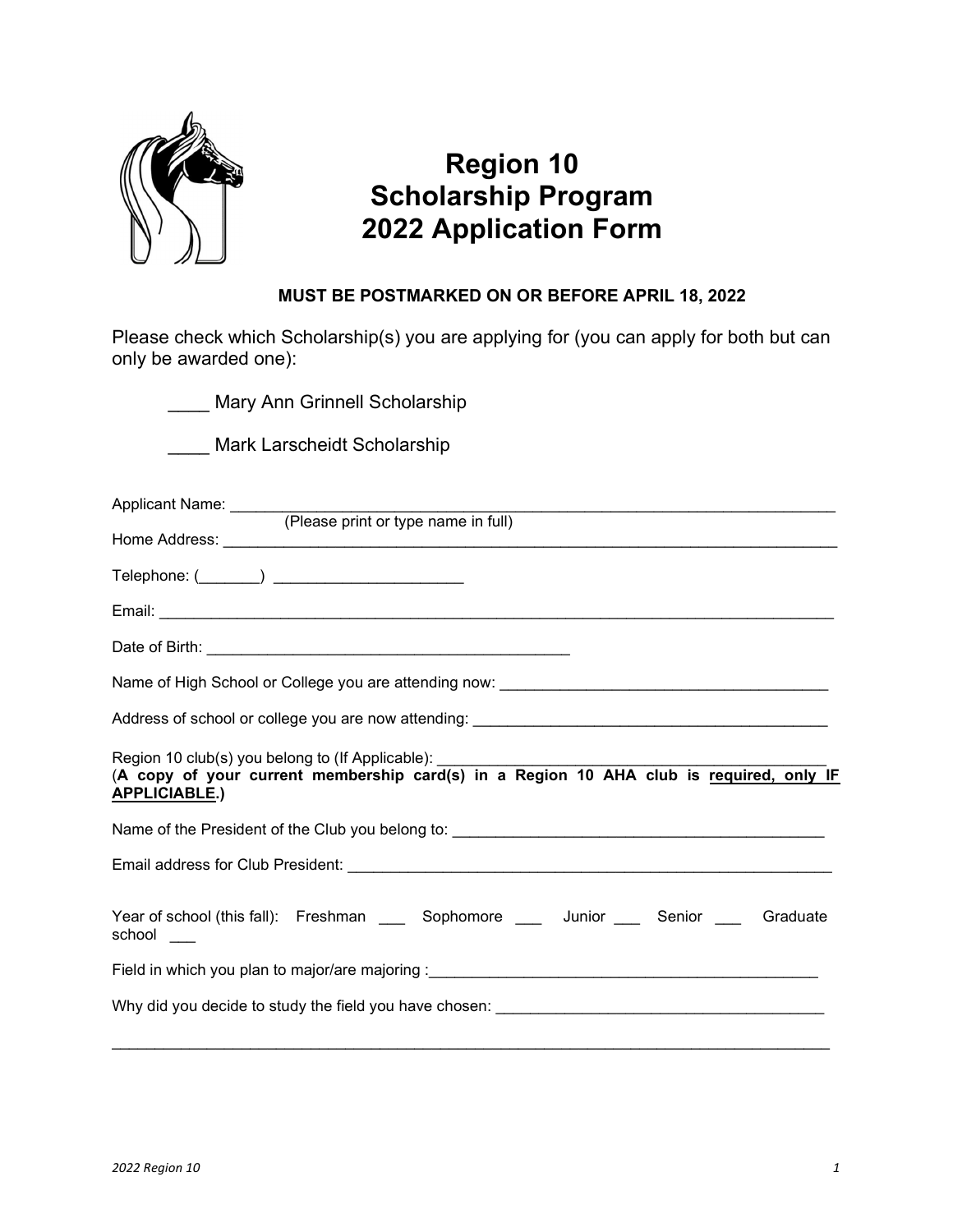# Region 10
# Scholarship Program
# 2022 Application Form

**MUST BE POSTMARKED ON OR BEFORE APRIL 18, 2022**

Please check which Scholarship(s) you are applying for (you can apply for both but can only be awarded one):

____ Mary Ann Grinnell Scholarship

____ Mark Larscheidt Scholarship

Applicant Name: ______________________________________________________________________
(Please print or type name in full)

Home Address: ______________________________________________________________________

Telephone: (_______) _____________________

Email: ___________________________________________________________________________

Date of Birth: ________________________________________

Name of High School or College you are attending now: ____________________________________

Address of school or college you are now attending: _______________________________________

Region 10 club(s) you belong to (If Applicable): ___________________________________________

(**A copy of your current membership card(s) in a Region 10 AHA club is <u>required, only IF APPLICIABLE</u>.)**

Name of the President of the Club you belong to: __________________________________________

Email address for Club President: _______________________________________________________

Year of school (this fall): Freshman ___ Sophomore ___ Junior ___ Senior ___ Graduate school ___

Field in which you plan to major/are majoring :____________________________________________

Why did you decide to study the field you have chosen: ______________________________________

_______________________________________________________________________________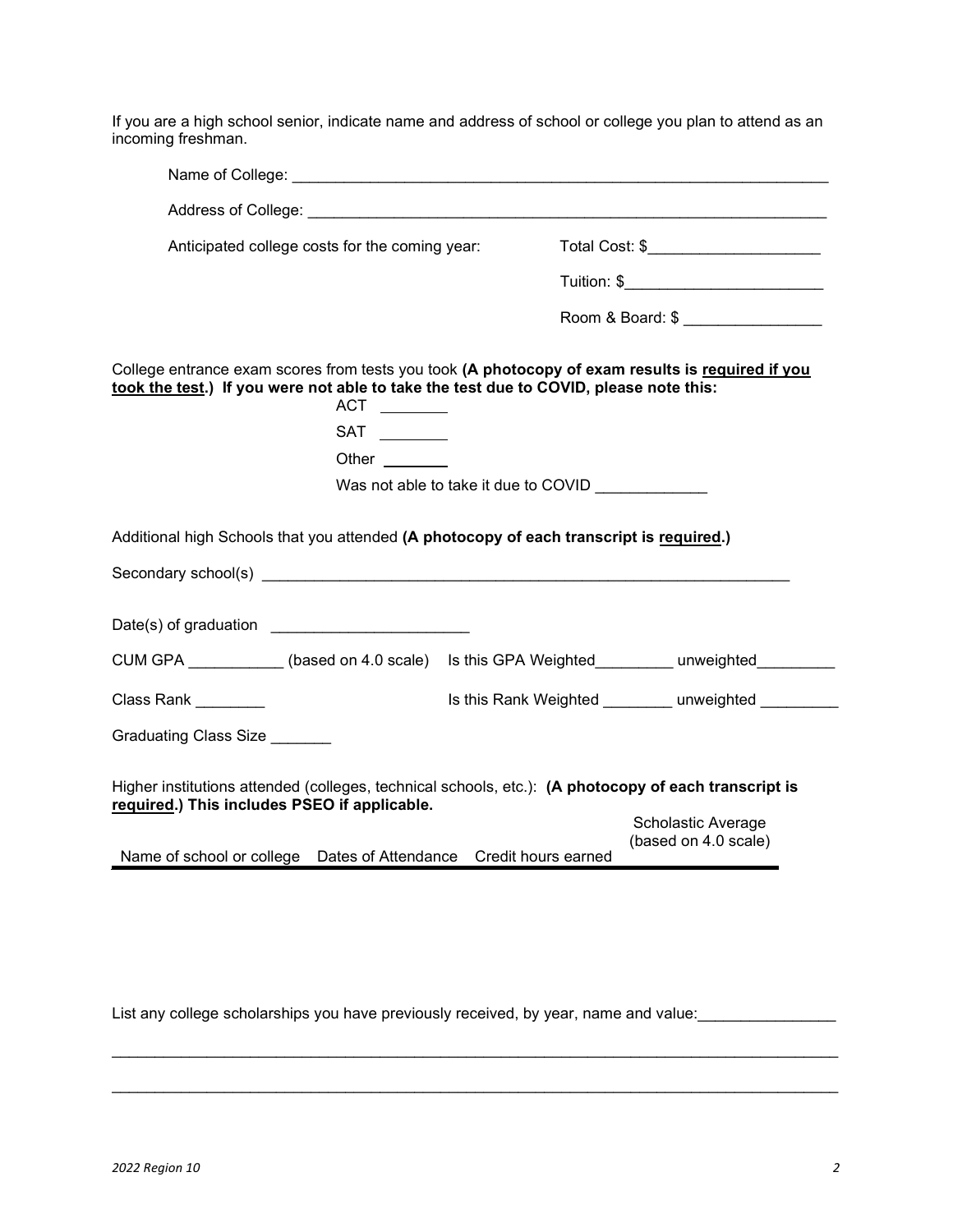If you are a high school senior, indicate name and address of school or college you plan to attend as an incoming freshman.

Name of College: ______________________________________________________________

Address of College: ____________________________________________________________

Anticipated college costs for the coming year: Total Cost: $____________________

Tuition: $_______________________

Room & Board: $ ________________

College entrance exam scores from tests you took **(A photocopy of exam results is <u>required if you took the test</u>.) If you were not able to take the test due to COVID, please note this:**

ACT ________

SAT ________

Other ________

Was not able to take it due to COVID _____________

Additional high Schools that you attended **(A photocopy of each transcript is <u>required</u>.)**

Secondary school(s) _______________________________________________________________

Date(s) of graduation ______________________

CUM GPA ___________ (based on 4.0 scale) Is this GPA Weighted_________ unweighted_________

Class Rank ________ Is this Rank Weighted ________ unweighted _________

Graduating Class Size _______

Higher institutions attended (colleges, technical schools, etc.): **(A photocopy of each transcript is <u>required</u>.) This includes PSEO if applicable.**

| Name of school or college | Dates of Attendance | Credit hours earned | Scholastic Average (based on 4.0 scale) |
|---|---|---|---|
| | | | |

List any college scholarships you have previously received, by year, name and value:________________

_____________________________________________________________________________________

_____________________________________________________________________________________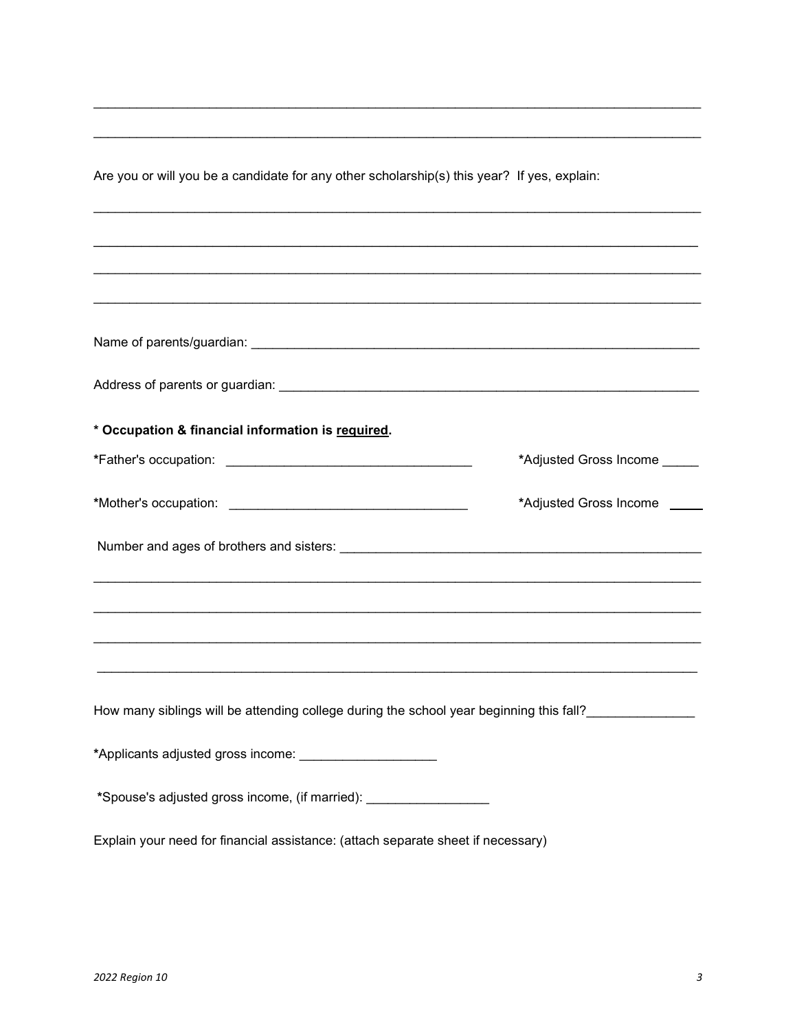______________________________________________________________________________

______________________________________________________________________________

Are you or will you be a candidate for any other scholarship(s) this year? If yes, explain:

______________________________________________________________________________

______________________________________________________________________________

______________________________________________________________________________

______________________________________________________________________________

Name of parents/guardian: ____________________________________________________________

Address of parents or guardian: _______________________________________________________

**\* Occupation & financial information is <u>required</u>.**

**\***Father's occupation: _________________________________ **\***Adjusted Gross Income _____

**\***Mother's occupation: ________________________________ **\***Adjusted Gross Income _____

Number and ages of brothers and sisters: _______________________________________________

______________________________________________________________________________

______________________________________________________________________________

______________________________________________________________________________

______________________________________________________________________________

How many siblings will be attending college during the school year beginning this fall?______________

**\***Applicants adjusted gross income: __________________

**\***Spouse's adjusted gross income, (if married): ________________

Explain your need for financial assistance: (attach separate sheet if necessary)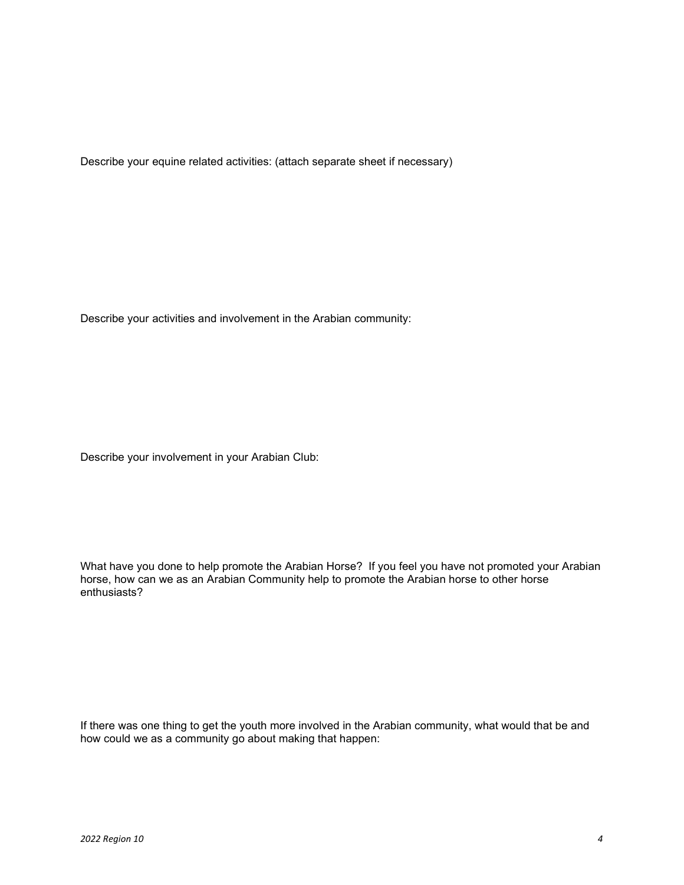Describe your equine related activities: (attach separate sheet if necessary)

Describe your activities and involvement in the Arabian community:

Describe your involvement in your Arabian Club:

What have you done to help promote the Arabian Horse? If you feel you have not promoted your Arabian horse, how can we as an Arabian Community help to promote the Arabian horse to other horse enthusiasts?

If there was one thing to get the youth more involved in the Arabian community, what would that be and how could we as a community go about making that happen: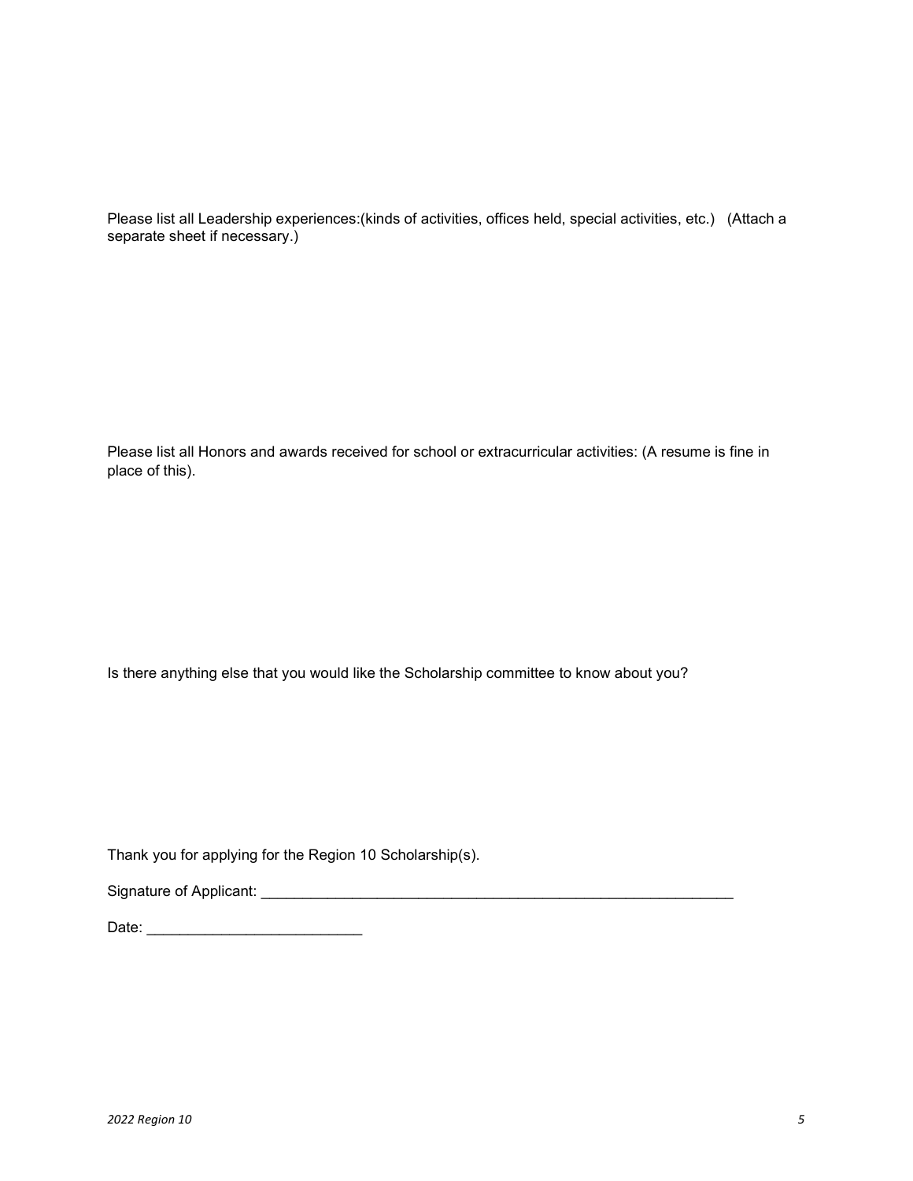Please list all Leadership experiences:(kinds of activities, offices held, special activities, etc.)   (Attach a separate sheet if necessary.)

Please list all Honors and awards received for school or extracurricular activities: (A resume is fine in place of this).

Is there anything else that you would like the Scholarship committee to know about you?

Thank you for applying for the Region 10 Scholarship(s).

Signature of Applicant: ____________________________________________________________

Date: __________________________